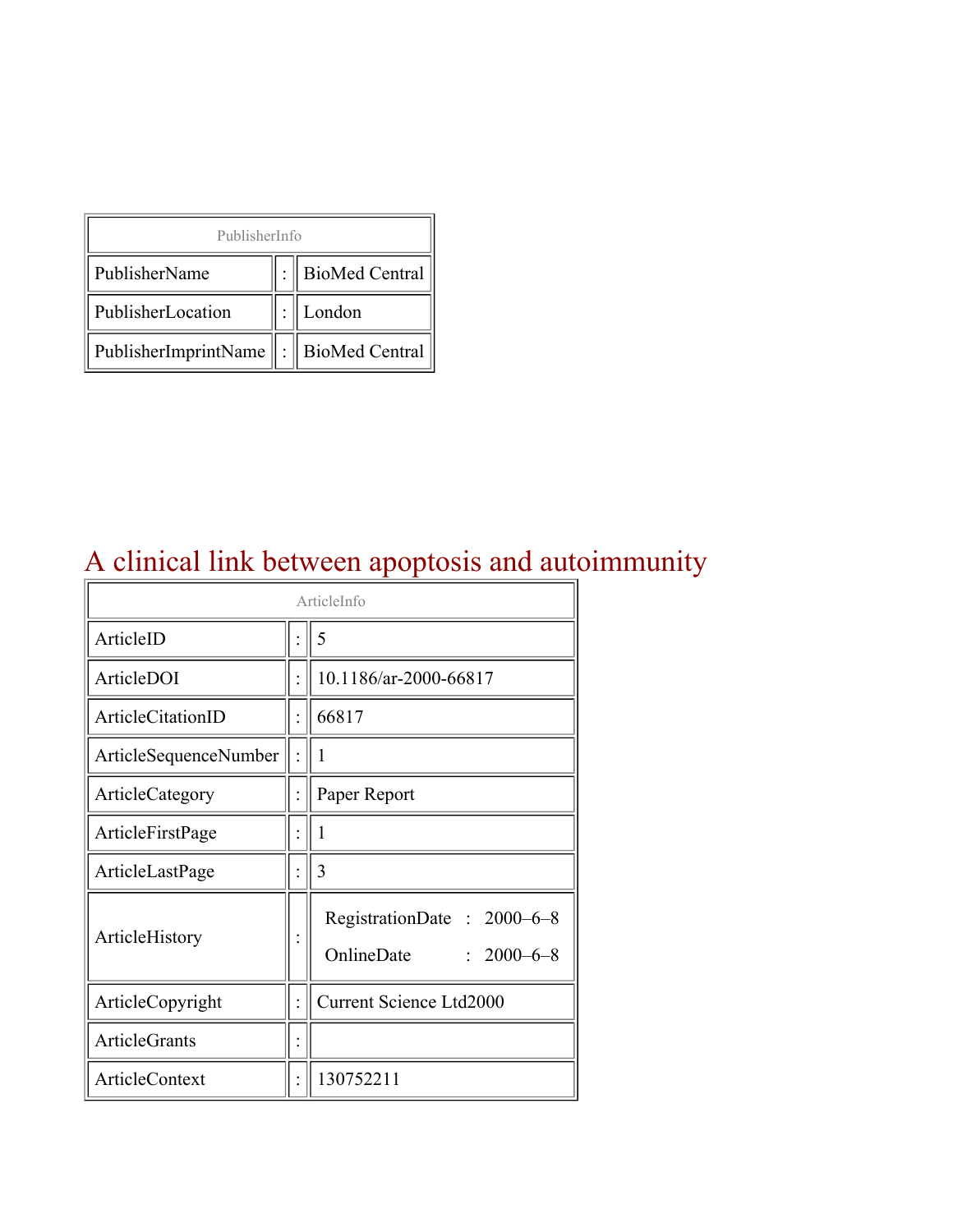| PublisherInfo | | |
|---|---|---|
| PublisherName | : | BioMed Central |
| PublisherLocation | : | London |
| PublisherImprintName | : | BioMed Central |

# A clinical link between apoptosis and autoimmunity

| ArticleInfo | | |
|---|---|---|
| ArticleID | : | 5 |
| ArticleDOI | : | 10.1186/ar-2000-66817 |
| ArticleCitationID | : | 66817 |
| ArticleSequenceNumber | : | 1 |
| ArticleCategory | : | Paper Report |
| ArticleFirstPage | : | 1 |
| ArticleLastPage | : | 3 |
| ArticleHistory | : | RegistrationDate : 2000–6–8<br>OnlineDate : 2000–6–8 |
| ArticleCopyright | : | Current Science Ltd2000 |
| ArticleGrants | : | |
| ArticleContext | : | 130752211 |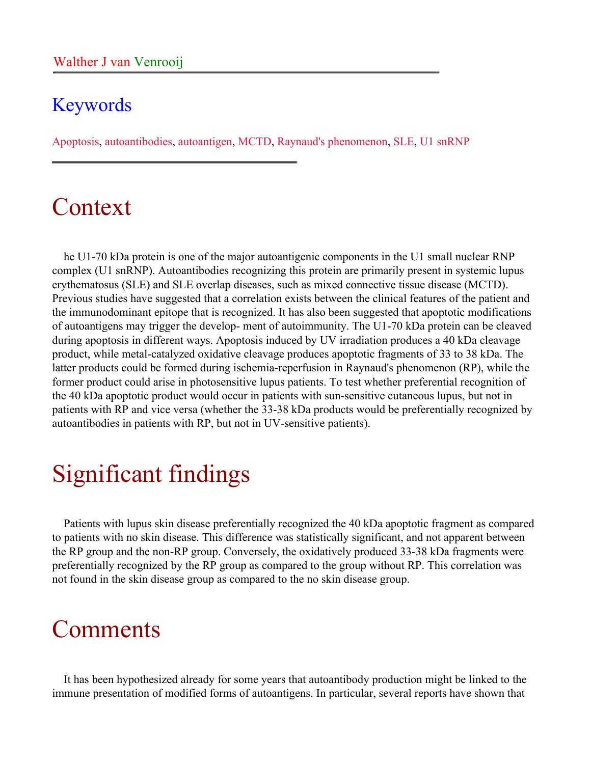Walther J van Venrooij

## Keywords

Apoptosis, autoantibodies, autoantigen, MCTD, Raynaud's phenomenon, SLE, U1 snRNP

# Context

he U1-70 kDa protein is one of the major autoantigenic components in the U1 small nuclear RNP complex (U1 snRNP). Autoantibodies recognizing this protein are primarily present in systemic lupus erythematosus (SLE) and SLE overlap diseases, such as mixed connective tissue disease (MCTD). Previous studies have suggested that a correlation exists between the clinical features of the patient and the immunodominant epitope that is recognized. It has also been suggested that apoptotic modifications of autoantigens may trigger the develop- ment of autoimmunity. The U1-70 kDa protein can be cleaved during apoptosis in different ways. Apoptosis induced by UV irradiation produces a 40 kDa cleavage product, while metal-catalyzed oxidative cleavage produces apoptotic fragments of 33 to 38 kDa. The latter products could be formed during ischemia-reperfusion in Raynaud's phenomenon (RP), while the former product could arise in photosensitive lupus patients. To test whether preferential recognition of the 40 kDa apoptotic product would occur in patients with sun-sensitive cutaneous lupus, but not in patients with RP and vice versa (whether the 33-38 kDa products would be preferentially recognized by autoantibodies in patients with RP, but not in UV-sensitive patients).

# Significant findings

Patients with lupus skin disease preferentially recognized the 40 kDa apoptotic fragment as compared to patients with no skin disease. This difference was statistically significant, and not apparent between the RP group and the non-RP group. Conversely, the oxidatively produced 33-38 kDa fragments were preferentially recognized by the RP group as compared to the group without RP. This correlation was not found in the skin disease group as compared to the no skin disease group.

# Comments

It has been hypothesized already for some years that autoantibody production might be linked to the immune presentation of modified forms of autoantigens. In particular, several reports have shown that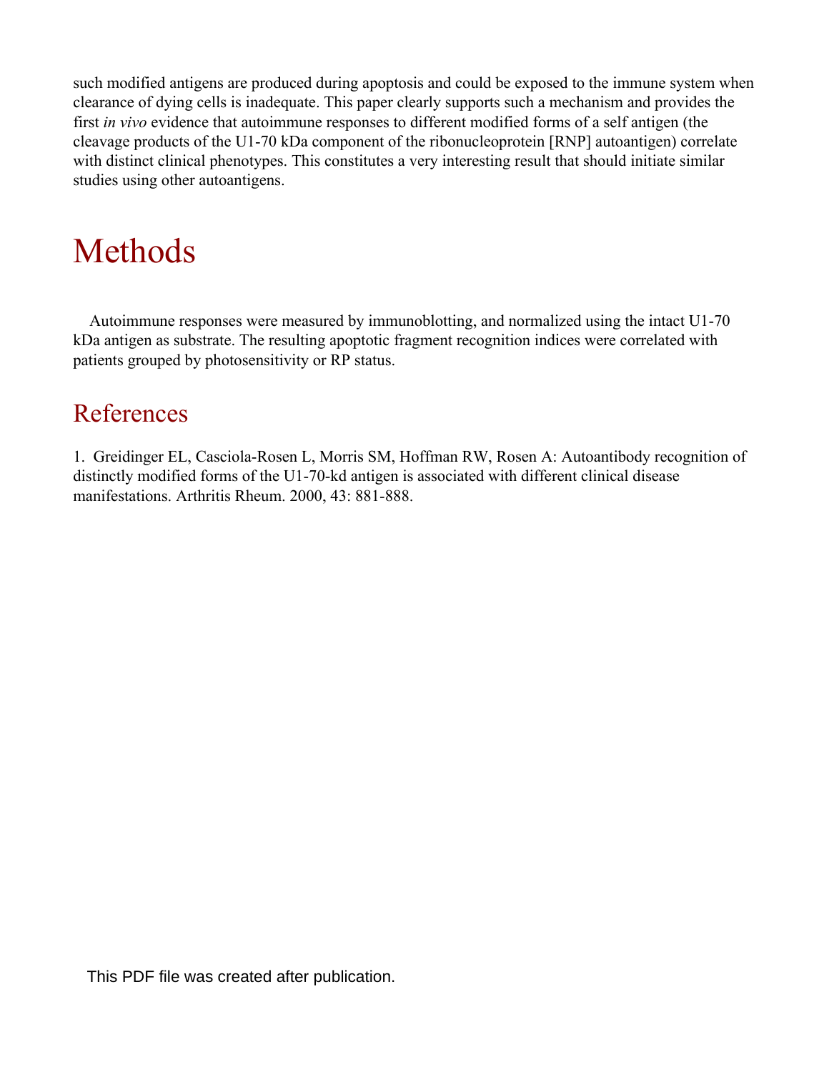such modified antigens are produced during apoptosis and could be exposed to the immune system when clearance of dying cells is inadequate. This paper clearly supports such a mechanism and provides the first *in vivo* evidence that autoimmune responses to different modified forms of a self antigen (the cleavage products of the U1-70 kDa component of the ribonucleoprotein [RNP] autoantigen) correlate with distinct clinical phenotypes. This constitutes a very interesting result that should initiate similar studies using other autoantigens.

# Methods

Autoimmune responses were measured by immunoblotting, and normalized using the intact U1-70 kDa antigen as substrate. The resulting apoptotic fragment recognition indices were correlated with patients grouped by photosensitivity or RP status.

## References

1. Greidinger EL, Casciola-Rosen L, Morris SM, Hoffman RW, Rosen A: Autoantibody recognition of distinctly modified forms of the U1-70-kd antigen is associated with different clinical disease manifestations. Arthritis Rheum. 2000, 43: 881-888.

This PDF file was created after publication.